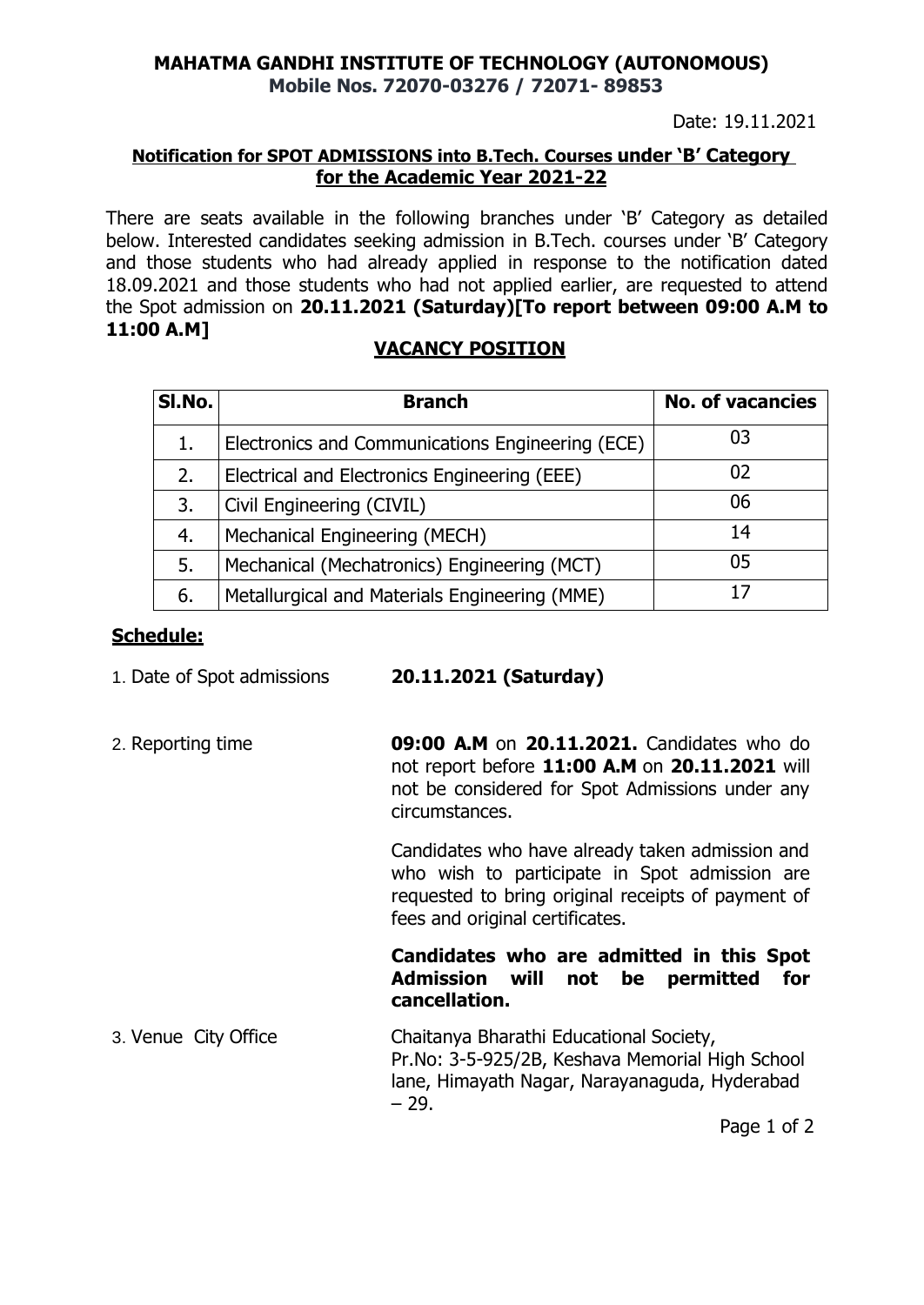**MAHATMA GANDHI INSTITUTE OF TECHNOLOGY (AUTONOMOUS)**
**Mobile Nos. 72070-03276 / 72071- 89853**

Date: 19.11.2021

**Notification for SPOT ADMISSIONS into B.Tech. Courses under 'B' Category for the Academic Year 2021-22**

There are seats available in the following branches under 'B' Category as detailed below. Interested candidates seeking admission in B.Tech. courses under 'B' Category and those students who had already applied in response to the notification dated 18.09.2021 and those students who had not applied earlier, are requested to attend the Spot admission on **20.11.2021 (Saturday)[To report between 09:00 A.M to 11:00 A.M]**

**VACANCY POSITION**

| Sl.No. | Branch | No. of vacancies |
|---|---|---|
| 1. | Electronics and Communications Engineering (ECE) | 03 |
| 2. | Electrical and Electronics Engineering (EEE) | 02 |
| 3. | Civil Engineering (CIVIL) | 06 |
| 4. | Mechanical Engineering (MECH) | 14 |
| 5. | Mechanical (Mechatronics) Engineering (MCT) | 05 |
| 6. | Metallurgical and Materials Engineering (MME) | 17 |

**Schedule:**

1. Date of Spot admissions — **20.11.2021 (Saturday)**

2. Reporting time — **09:00 A.M** on **20.11.2021.** Candidates who do not report before **11:00 A.M** on **20.11.2021** will not be considered for Spot Admissions under any circumstances.

   Candidates who have already taken admission and who wish to participate in Spot admission are requested to bring original receipts of payment of fees and original certificates.

   **Candidates who are admitted in this Spot Admission will not be permitted for cancellation.**

3. Venue City Office — Chaitanya Bharathi Educational Society, Pr.No: 3-5-925/2B, Keshava Memorial High School lane, Himayath Nagar, Narayanaguda, Hyderabad – 29.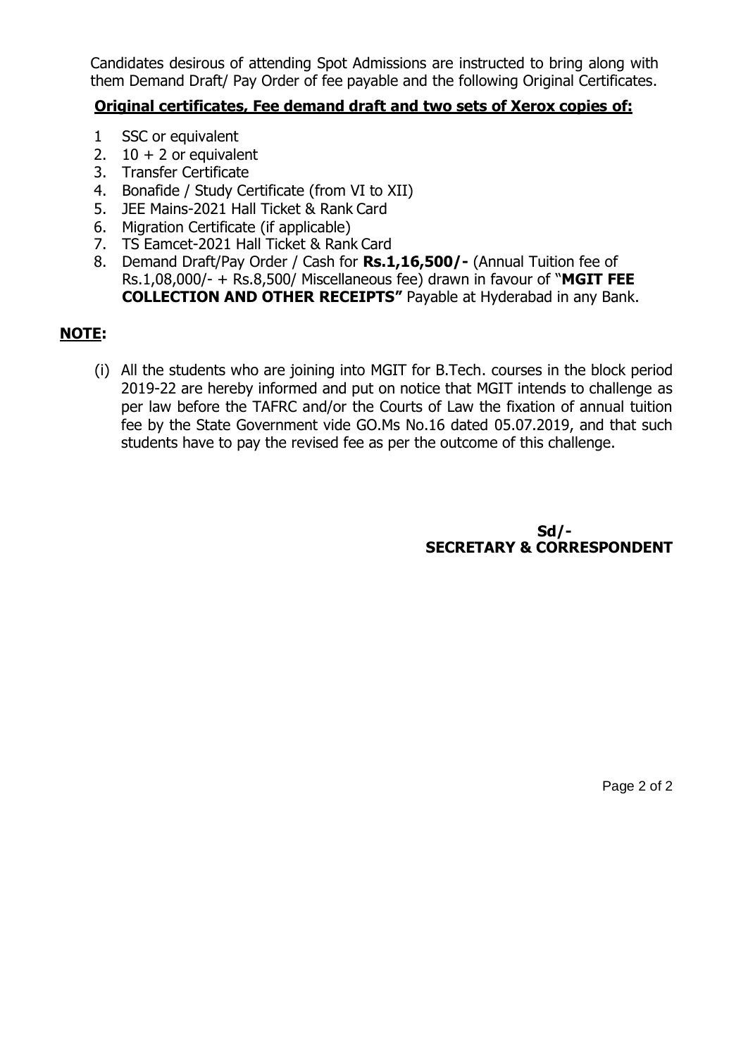Candidates desirous of attending Spot Admissions are instructed to bring along with them Demand Draft/ Pay Order of fee payable and the following Original Certificates.

**Original certificates, Fee demand draft and two sets of Xerox copies of:**

1. SSC or equivalent
2. 10 + 2 or equivalent
3. Transfer Certificate
4. Bonafide / Study Certificate (from VI to XII)
5. JEE Mains-2021 Hall Ticket & Rank Card
6. Migration Certificate (if applicable)
7. TS Eamcet-2021 Hall Ticket & Rank Card
8. Demand Draft/Pay Order / Cash for **Rs.1,16,500/-** (Annual Tuition fee of Rs.1,08,000/- + Rs.8,500/ Miscellaneous fee) drawn in favour of "**MGIT FEE COLLECTION AND OTHER RECEIPTS"** Payable at Hyderabad in any Bank.

**NOTE:**

(i) All the students who are joining into MGIT for B.Tech. courses in the block period 2019-22 are hereby informed and put on notice that MGIT intends to challenge as per law before the TAFRC and/or the Courts of Law the fixation of annual tuition fee by the State Government vide GO.Ms No.16 dated 05.07.2019, and that such students have to pay the revised fee as per the outcome of this challenge.

**Sd/-**
**SECRETARY & CORRESPONDENT**